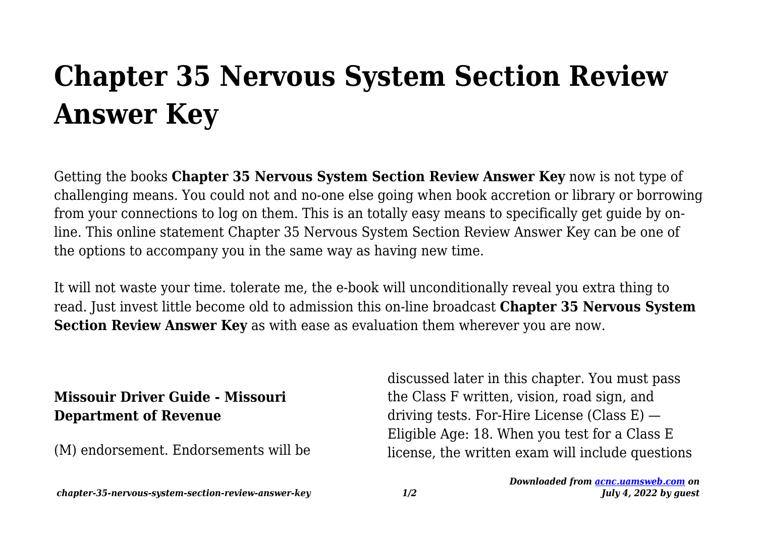# Chapter 35 Nervous System Section Review Answer Key

Getting the books **Chapter 35 Nervous System Section Review Answer Key** now is not type of challenging means. You could not and no-one else going when book accretion or library or borrowing from your connections to log on them. This is an totally easy means to specifically get guide by on-line. This online statement Chapter 35 Nervous System Section Review Answer Key can be one of the options to accompany you in the same way as having new time.

It will not waste your time. tolerate me, the e-book will unconditionally reveal you extra thing to read. Just invest little become old to admission this on-line broadcast **Chapter 35 Nervous System Section Review Answer Key** as with ease as evaluation them wherever you are now.

### Missouir Driver Guide - Missouri Department of Revenue

(M) endorsement. Endorsements will be discussed later in this chapter. You must pass the Class F written, vision, road sign, and driving tests. For-Hire License (Class E) — Eligible Age: 18. When you test for a Class E license, the written exam will include questions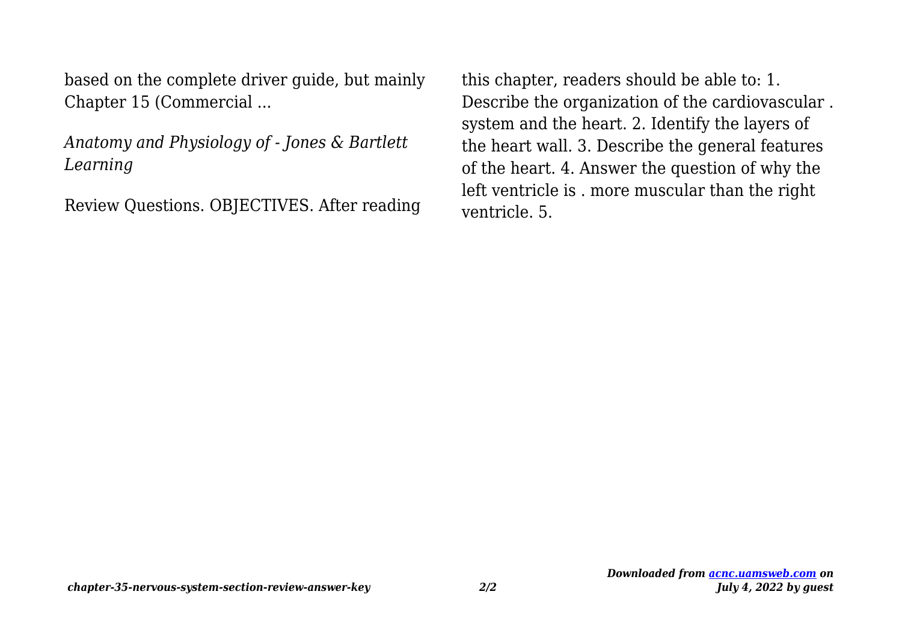based on the complete driver guide, but mainly Chapter 15 (Commercial ...

*Anatomy and Physiology of - Jones & Bartlett Learning*

Review Questions. OBJECTIVES. After reading this chapter, readers should be able to: 1. Describe the organization of the cardiovascular . system and the heart. 2. Identify the layers of the heart wall. 3. Describe the general features of the heart. 4. Answer the question of why the left ventricle is . more muscular than the right ventricle. 5.